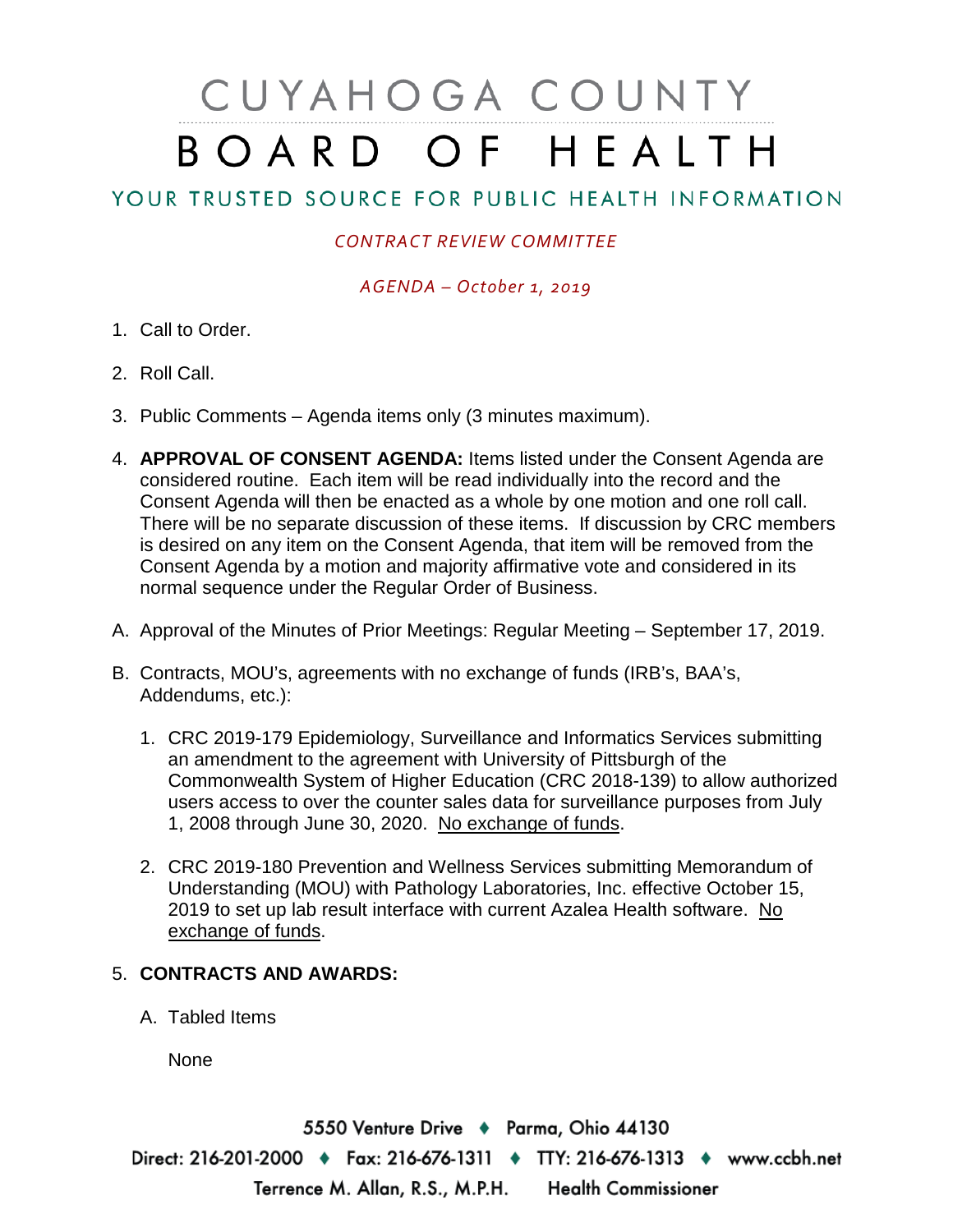# CUYAHOGA COUNTY BOARD OF HEALTH

## YOUR TRUSTED SOURCE FOR PUBLIC HEALTH INFORMATION

*CONTRACT REVIEW COMMITTEE*

*AGENDA – October 1, 2019*

1. Call to Order.

2. Roll Call.

3. Public Comments – Agenda items only (3 minutes maximum).

4. **APPROVAL OF CONSENT AGENDA:** Items listed under the Consent Agenda are considered routine. Each item will be read individually into the record and the Consent Agenda will then be enacted as a whole by one motion and one roll call. There will be no separate discussion of these items. If discussion by CRC members is desired on any item on the Consent Agenda, that item will be removed from the Consent Agenda by a motion and majority affirmative vote and considered in its normal sequence under the Regular Order of Business.

A. Approval of the Minutes of Prior Meetings: Regular Meeting – September 17, 2019.

B. Contracts, MOU's, agreements with no exchange of funds (IRB's, BAA's, Addendums, etc.):

   1. CRC 2019-179 Epidemiology, Surveillance and Informatics Services submitting an amendment to the agreement with University of Pittsburgh of the Commonwealth System of Higher Education (CRC 2018-139) to allow authorized users access to over the counter sales data for surveillance purposes from July 1, 2008 through June 30, 2020. <u>No exchange of funds</u>.

   2. CRC 2019-180 Prevention and Wellness Services submitting Memorandum of Understanding (MOU) with Pathology Laboratories, Inc. effective October 15, 2019 to set up lab result interface with current Azalea Health software. <u>No exchange of funds</u>.

5. **CONTRACTS AND AWARDS:**

   A. Tabled Items

      None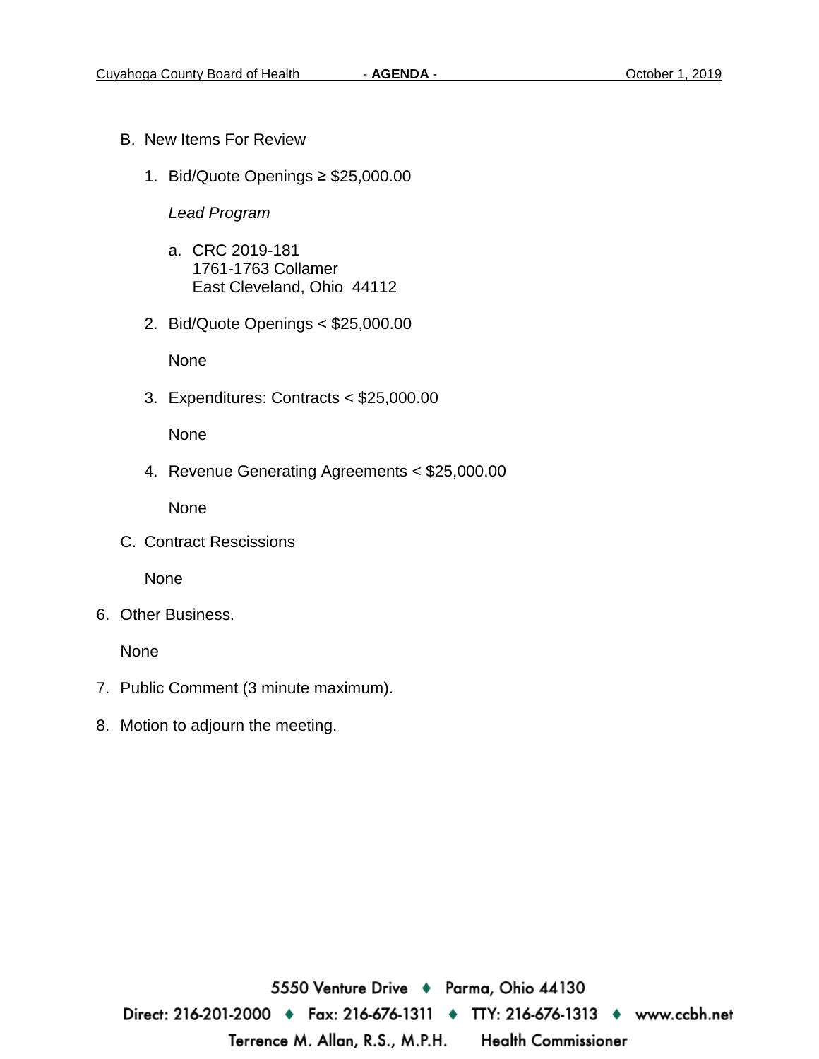B. New Items For Review

1. Bid/Quote Openings ≥ $25,000.00

   *Lead Program*

   a. CRC 2019-181
      1761-1763 Collamer
      East Cleveland, Ohio 44112

2. Bid/Quote Openings < $25,000.00

   None

3. Expenditures: Contracts < $25,000.00

   None

4. Revenue Generating Agreements < $25,000.00

   None

C. Contract Rescissions

   None

6. Other Business.

   None

7. Public Comment (3 minute maximum).

8. Motion to adjourn the meeting.

5550 Venture Drive ♦ Parma, Ohio 44130
Direct: 216-201-2000 ♦ Fax: 216-676-1311 ♦ TTY: 216-676-1313 ♦ www.ccbh.net
Terrence M. Allan, R.S., M.P.H. Health Commissioner